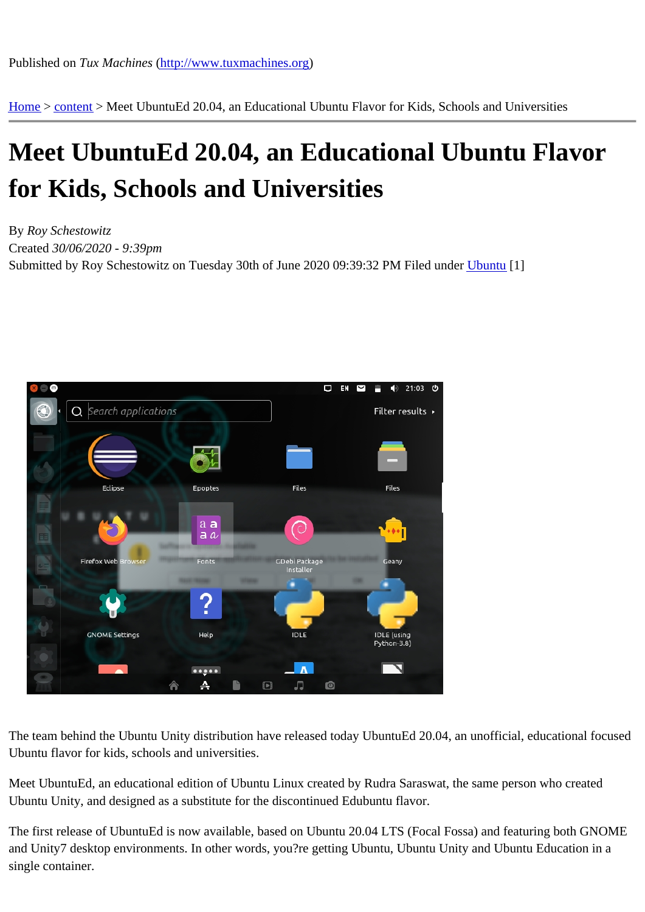Published on *Tux Machines* (http://www.tuxmachines.org)

Home > content > Meet UbuntuEd 20.04, an Educational Ubuntu Flavor for Kids, Schools and Universities

# Meet UbuntuEd 20.04, an Educational Ubuntu Flavor for Kids, Schools and Universities

By *Roy Schestowitz*
Created *30/06/2020 - 9:39pm*
Submitted by Roy Schestowitz on Tuesday 30th of June 2020 09:39:32 PM Filed under Ubuntu [1]

The team behind the Ubuntu Unity distribution have released today UbuntuEd 20.04, an unofficial, educational focused Ubuntu flavor for kids, schools and universities.

Meet UbuntuEd, an educational edition of Ubuntu Linux created by Rudra Saraswat, the same person who created Ubuntu Unity, and designed as a substitute for the discontinued Edubuntu flavor.

The first release of UbuntuEd is now available, based on Ubuntu 20.04 LTS (Focal Fossa) and featuring both GNOME and Unity7 desktop environments. In other words, you?re getting Ubuntu, Ubuntu Unity and Ubuntu Education in a single container.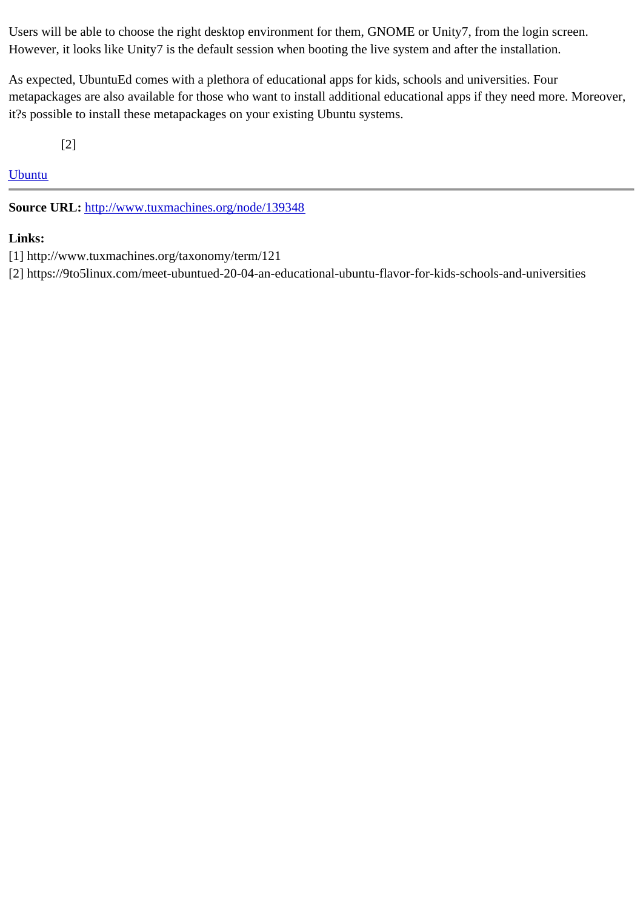Users will be able to choose the right desktop environment for them, GNOME or Unity7, from the login screen. However, it looks like Unity7 is the default session when booting the live system and after the installation.

As expected, UbuntuEd comes with a plethora of educational apps for kids, schools and universities. Four metapackages are also available for those who want to install additional educational apps if they need more. Moreover, it?s possible to install these metapackages on your existing Ubuntu systems.

[2]

Ubuntu

---

**Source URL:** http://www.tuxmachines.org/node/139348

**Links:**
[1] http://www.tuxmachines.org/taxonomy/term/121
[2] https://9to5linux.com/meet-ubuntued-20-04-an-educational-ubuntu-flavor-for-kids-schools-and-universities